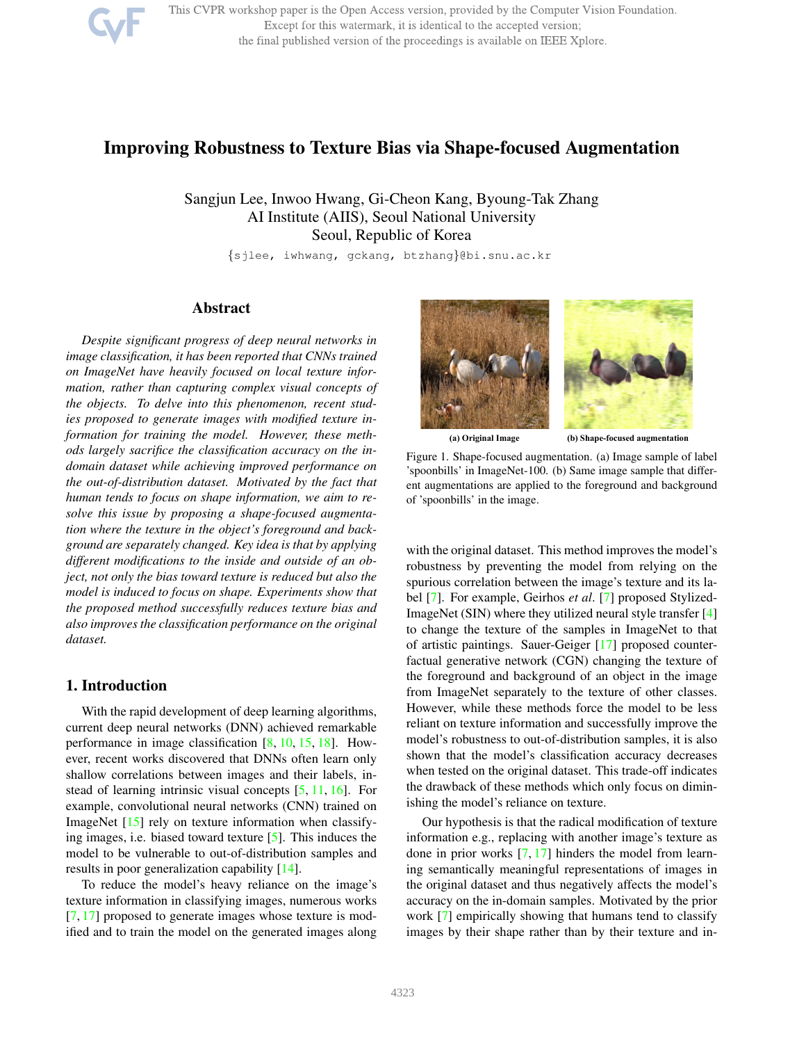# Improving Robustness to Texture Bias via Shape-focused Augmentation

Sangjun Lee, Inwoo Hwang, Gi-Cheon Kang, Byoung-Tak Zhang
AI Institute (AIIS), Seoul National University
Seoul, Republic of Korea

{sjlee, iwhwang, gckang, btzhang}@bi.snu.ac.kr

## Abstract

*Despite significant progress of deep neural networks in image classification, it has been reported that CNNs trained on ImageNet have heavily focused on local texture information, rather than capturing complex visual concepts of the objects. To delve into this phenomenon, recent studies proposed to generate images with modified texture information for training the model. However, these methods largely sacrifice the classification accuracy on the in-domain dataset while achieving improved performance on the out-of-distribution dataset. Motivated by the fact that human tends to focus on shape information, we aim to resolve this issue by proposing a shape-focused augmentation where the texture in the object's foreground and background are separately changed. Key idea is that by applying different modifications to the inside and outside of an object, not only the bias toward texture is reduced but also the model is induced to focus on shape. Experiments show that the proposed method successfully reduces texture bias and also improves the classification performance on the original dataset.*

## 1. Introduction

With the rapid development of deep learning algorithms, current deep neural networks (DNN) achieved remarkable performance in image classification [8, 10, 15, 18]. However, recent works discovered that DNNs often learn only shallow correlations between images and their labels, instead of learning intrinsic visual concepts [5, 11, 16]. For example, convolutional neural networks (CNN) trained on ImageNet [15] rely on texture information when classifying images, i.e. biased toward texture [5]. This induces the model to be vulnerable to out-of-distribution samples and results in poor generalization capability [14].

To reduce the model's heavy reliance on the image's texture information in classifying images, numerous works [7, 17] proposed to generate images whose texture is modified and to train the model on the generated images along with the original dataset. This method improves the model's robustness by preventing the model from relying on the spurious correlation between the image's texture and its label [7]. For example, Geirhos *et al*. [7] proposed Stylized-ImageNet (SIN) where they utilized neural style transfer [4] to change the texture of the samples in ImageNet to that of artistic paintings. Sauer-Geiger [17] proposed counterfactual generative network (CGN) changing the texture of the foreground and background of an object in the image from ImageNet separately to the texture of other classes. However, while these methods force the model to be less reliant on texture information and successfully improve the model's robustness to out-of-distribution samples, it is also shown that the model's classification accuracy decreases when tested on the original dataset. This trade-off indicates the drawback of these methods which only focus on diminishing the model's reliance on texture.

Our hypothesis is that the radical modification of texture information e.g., replacing with another image's texture as done in prior works [7, 17] hinders the model from learning semantically meaningful representations of images in the original dataset and thus negatively affects the model's accuracy on the in-domain samples. Motivated by the prior work [7] empirically showing that humans tend to classify images by their shape rather than by their texture and in-

(a) Original Image (b) Shape-focused augmentation

Figure 1. Shape-focused augmentation. (a) Image sample of label 'spoonbills' in ImageNet-100. (b) Same image sample that different augmentations are applied to the foreground and background of 'spoonbills' in the image.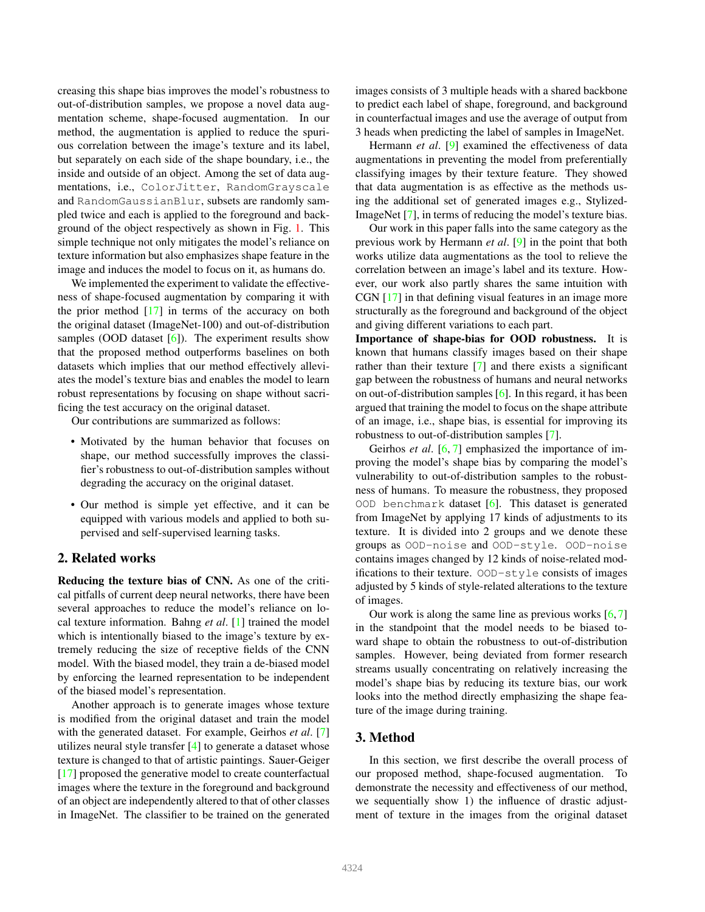creasing this shape bias improves the model's robustness to out-of-distribution samples, we propose a novel data augmentation scheme, shape-focused augmentation. In our method, the augmentation is applied to reduce the spurious correlation between the image's texture and its label, but separately on each side of the shape boundary, i.e., the inside and outside of an object. Among the set of data augmentations, i.e., `ColorJitter`, `RandomGrayscale` and `RandomGaussianBlur`, subsets are randomly sampled twice and each is applied to the foreground and background of the object respectively as shown in Fig. 1. This simple technique not only mitigates the model's reliance on texture information but also emphasizes shape feature in the image and induces the model to focus on it, as humans do.

We implemented the experiment to validate the effectiveness of shape-focused augmentation by comparing it with the prior method [17] in terms of the accuracy on both the original dataset (ImageNet-100) and out-of-distribution samples (OOD dataset [6]). The experiment results show that the proposed method outperforms baselines on both datasets which implies that our method effectively alleviates the model's texture bias and enables the model to learn robust representations by focusing on shape without sacrificing the test accuracy on the original dataset.

Our contributions are summarized as follows:

- Motivated by the human behavior that focuses on shape, our method successfully improves the classifier's robustness to out-of-distribution samples without degrading the accuracy on the original dataset.
- Our method is simple yet effective, and it can be equipped with various models and applied to both supervised and self-supervised learning tasks.

## 2. Related works

**Reducing the texture bias of CNN.** As one of the critical pitfalls of current deep neural networks, there have been several approaches to reduce the model's reliance on local texture information. Bahng *et al*. [1] trained the model which is intentionally biased to the image's texture by extremely reducing the size of receptive fields of the CNN model. With the biased model, they train a de-biased model by enforcing the learned representation to be independent of the biased model's representation.

Another approach is to generate images whose texture is modified from the original dataset and train the model with the generated dataset. For example, Geirhos *et al*. [7] utilizes neural style transfer [4] to generate a dataset whose texture is changed to that of artistic paintings. Sauer-Geiger [17] proposed the generative model to create counterfactual images where the texture in the foreground and background of an object are independently altered to that of other classes in ImageNet. The classifier to be trained on the generated images consists of 3 multiple heads with a shared backbone to predict each label of shape, foreground, and background in counterfactual images and use the average of output from 3 heads when predicting the label of samples in ImageNet.

Hermann *et al*. [9] examined the effectiveness of data augmentations in preventing the model from preferentially classifying images by their texture feature. They showed that data augmentation is as effective as the methods using the additional set of generated images e.g., Stylized-ImageNet [7], in terms of reducing the model's texture bias.

Our work in this paper falls into the same category as the previous work by Hermann *et al*. [9] in the point that both works utilize data augmentations as the tool to relieve the correlation between an image's label and its texture. However, our work also partly shares the same intuition with CGN [17] in that defining visual features in an image more structurally as the foreground and background of the object and giving different variations to each part.

**Importance of shape-bias for OOD robustness.** It is known that humans classify images based on their shape rather than their texture [7] and there exists a significant gap between the robustness of humans and neural networks on out-of-distribution samples [6]. In this regard, it has been argued that training the model to focus on the shape attribute of an image, i.e., shape bias, is essential for improving its robustness to out-of-distribution samples [7].

Geirhos *et al*. [6, 7] emphasized the importance of improving the model's shape bias by comparing the model's vulnerability to out-of-distribution samples to the robustness of humans. To measure the robustness, they proposed `OOD benchmark` dataset [6]. This dataset is generated from ImageNet by applying 17 kinds of adjustments to its texture. It is divided into 2 groups and we denote these groups as `OOD-noise` and `OOD-style`. `OOD-noise` contains images changed by 12 kinds of noise-related modifications to their texture. `OOD-style` consists of images adjusted by 5 kinds of style-related alterations to the texture of images.

Our work is along the same line as previous works [6, 7] in the standpoint that the model needs to be biased toward shape to obtain the robustness to out-of-distribution samples. However, being deviated from former research streams usually concentrating on relatively increasing the model's shape bias by reducing its texture bias, our work looks into the method directly emphasizing the shape feature of the image during training.

## 3. Method

In this section, we first describe the overall process of our proposed method, shape-focused augmentation. To demonstrate the necessity and effectiveness of our method, we sequentially show 1) the influence of drastic adjustment of texture in the images from the original dataset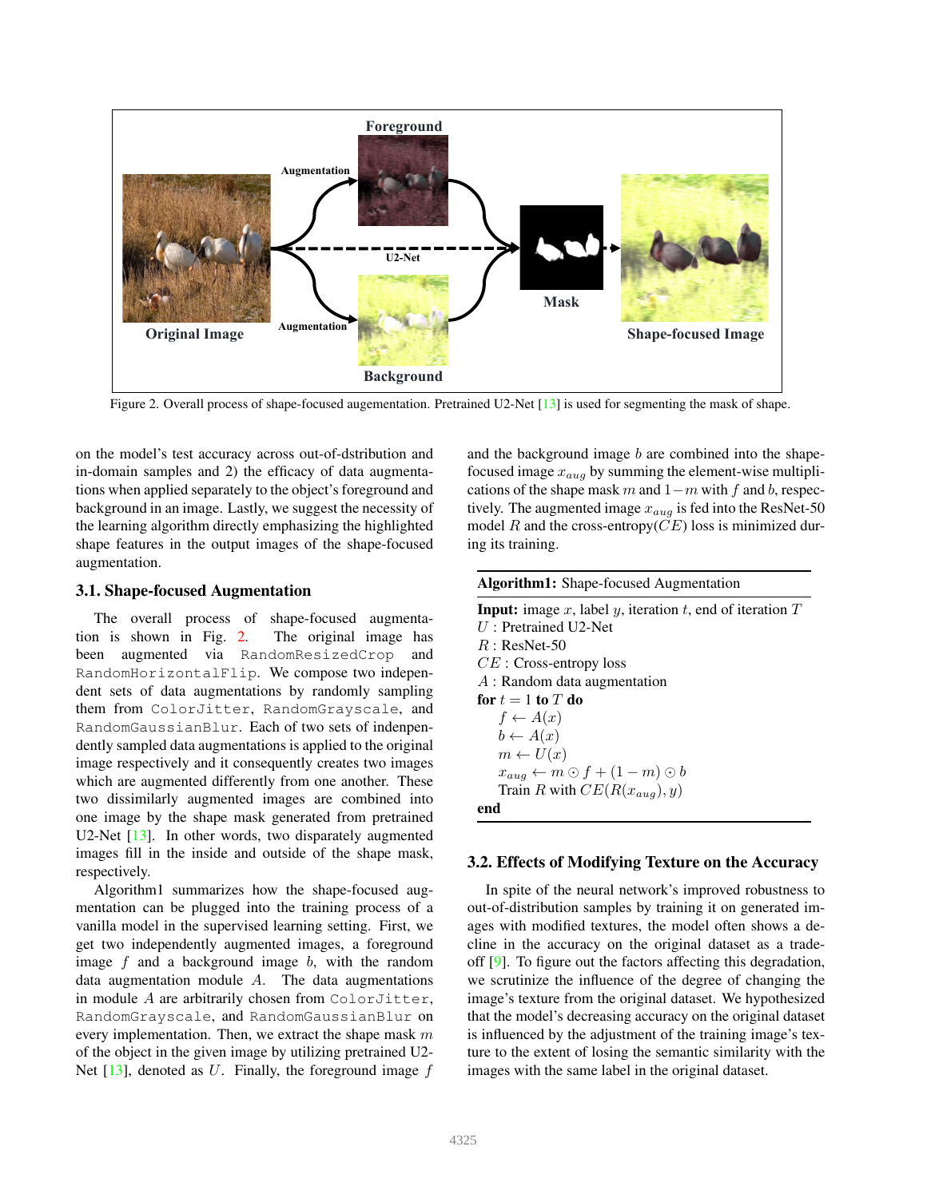Figure 2. Overall process of shape-focused augementation. Pretrained U2-Net [13] is used for segmenting the mask of shape.

on the model's test accuracy across out-of-dstribution and in-domain samples and 2) the efficacy of data augmentations when applied separately to the object's foreground and background in an image. Lastly, we suggest the necessity of the learning algorithm directly emphasizing the highlighted shape features in the output images of the shape-focused augmentation.

### 3.1. Shape-focused Augmentation

The overall process of shape-focused augmentation is shown in Fig. 2. The original image has been augmented via `RandomResizedCrop` and `RandomHorizontalFlip`. We compose two independent sets of data augmentations by randomly sampling them from `ColorJitter`, `RandomGrayscale`, and `RandomGaussianBlur`. Each of two sets of indenpendently sampled data augmentations is applied to the original image respectively and it consequently creates two images which are augmented differently from one another. These two dissimilarly augmented images are combined into one image by the shape mask generated from pretrained U2-Net [13]. In other words, two disparately augmented images fill in the inside and outside of the shape mask, respectively.

Algorithm1 summarizes how the shape-focused augmentation can be plugged into the training process of a vanilla model in the supervised learning setting. First, we get two independently augmented images, a foreground image $f$ and a background image $b$, with the random data augmentation module $A$. The data augmentations in module $A$ are arbitrarily chosen from `ColorJitter`, `RandomGrayscale`, and `RandomGaussianBlur` on every implementation. Then, we extract the shape mask $m$ of the object in the given image by utilizing pretrained U2-Net [13], denoted as $U$. Finally, the foreground image $f$ and the background image $b$ are combined into the shape-focused image $x_{aug}$ by summing the element-wise multiplications of the shape mask $m$ and $1-m$ with $f$ and $b$, respectively. The augmented image $x_{aug}$ is fed into the ResNet-50 model $R$ and the cross-entropy($CE$) loss is minimized during its training.

**Algorithm1:** Shape-focused Augmentation

**Input:** image $x$, label $y$, iteration $t$, end of iteration $T$
$U$ : Pretrained U2-Net
$R$ : ResNet-50
$CE$ : Cross-entropy loss
$A$ : Random data augmentation
**for** $t = 1$ **to** $T$ **do**
  $f \leftarrow A(x)$
  $b \leftarrow A(x)$
  $m \leftarrow U(x)$
  $x_{aug} \leftarrow m \odot f + (1-m) \odot b$
  Train $R$ with $CE(R(x_{aug}), y)$
**end**

### 3.2. Effects of Modifying Texture on the Accuracy

In spite of the neural network's improved robustness to out-of-distribution samples by training it on generated images with modified textures, the model often shows a decline in the accuracy on the original dataset as a trade-off [9]. To figure out the factors affecting this degradation, we scrutinize the influence of the degree of changing the image's texture from the original dataset. We hypothesized that the model's decreasing accuracy on the original dataset is influenced by the adjustment of the training image's texture to the extent of losing the semantic similarity with the images with the same label in the original dataset.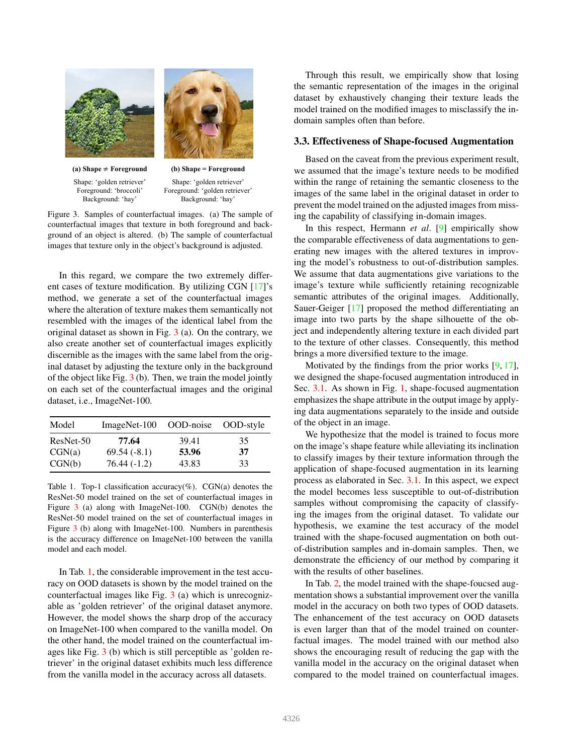(a) Shape ≠ Foreground

Shape: 'golden retriever'
Foreground: 'broccoli'
Background: 'hay'

(b) Shape = Foreground

Shape: 'golden retriever'
Foreground: 'golden retriever'
Background: 'hay'

Figure 3. Samples of counterfactual images. (a) The sample of counterfactual images that texture in both foreground and background of an object is altered. (b) The sample of counterfactual images that texture only in the object's background is adjusted.

In this regard, we compare the two extremely different cases of texture modification. By utilizing CGN [17]'s method, we generate a set of the counterfactual images where the alteration of texture makes them semantically not resembled with the images of the identical label from the original dataset as shown in Fig. 3 (a). On the contrary, we also create another set of counterfactual images explicitly discernible as the images with the same label from the original dataset by adjusting the texture only in the background of the object like Fig. 3 (b). Then, we train the model jointly on each set of the counterfactual images and the original dataset, i.e., ImageNet-100.

| Model | ImageNet-100 | OOD-noise | OOD-style |
|---|---|---|---|
| ResNet-50 | **77.64** | 39.41 | 35 |
| CGN(a) | 69.54 (-8.1) | **53.96** | **37** |
| CGN(b) | 76.44 (-1.2) | 43.83 | 33 |

Table 1. Top-1 classification accuracy(%). CGN(a) denotes the ResNet-50 model trained on the set of counterfactual images in Figure 3 (a) along with ImageNet-100. CGN(b) denotes the ResNet-50 model trained on the set of counterfactual images in Figure 3 (b) along with ImageNet-100. Numbers in parenthesis is the accuracy difference on ImageNet-100 between the vanilla model and each model.

In Tab. 1, the considerable improvement in the test accuracy on OOD datasets is shown by the model trained on the counterfactual images like Fig. 3 (a) which is unrecognizable as 'golden retriever' of the original dataset anymore. However, the model shows the sharp drop of the accuracy on ImageNet-100 when compared to the vanilla model. On the other hand, the model trained on the counterfactual images like Fig. 3 (b) which is still perceptible as 'golden retriever' in the original dataset exhibits much less difference from the vanilla model in the accuracy across all datasets.

Through this result, we empirically show that losing the semantic representation of the images in the original dataset by exhaustively changing their texture leads the model trained on the modified images to misclassify the in-domain samples often than before.

### 3.3. Effectiveness of Shape-focused Augmentation

Based on the caveat from the previous experiment result, we assumed that the image's texture needs to be modified within the range of retaining the semantic closeness to the images of the same label in the original dataset in order to prevent the model trained on the adjusted images from missing the capability of classifying in-domain images.

In this respect, Hermann *et al.* [9] empirically show the comparable effectiveness of data augmentations to generating new images with the altered textures in improving the model's robustness to out-of-distribution samples. We assume that data augmentations give variations to the image's texture while sufficiently retaining recognizable semantic attributes of the original images. Additionally, Sauer-Geiger [17] proposed the method differentiating an image into two parts by the shape silhouette of the object and independently altering texture in each divided part to the texture of other classes. Consequently, this method brings a more diversified texture to the image.

Motivated by the findings from the prior works [9, 17], we designed the shape-focused augmentation introduced in Sec. 3.1. As shown in Fig. 1, shape-focused augmentation emphasizes the shape attribute in the output image by applying data augmentations separately to the inside and outside of the object in an image.

We hypothesize that the model is trained to focus more on the image's shape feature while alleviating its inclination to classify images by their texture information through the application of shape-focused augmentation in its learning process as elaborated in Sec. 3.1. In this aspect, we expect the model becomes less susceptible to out-of-distribution samples without compromising the capacity of classifying the images from the original dataset. To validate our hypothesis, we examine the test accuracy of the model trained with the shape-focused augmentation on both out-of-distribution samples and in-domain samples. Then, we demonstrate the efficiency of our method by comparing it with the results of other baselines.

In Tab. 2, the model trained with the shape-foucsed augmentation shows a substantial improvement over the vanilla model in the accuracy on both two types of OOD datasets. The enhancement of the test accuracy on OOD datasets is even larger than that of the model trained on counterfactual images. The model trained with our method also shows the encouraging result of reducing the gap with the vanilla model in the accuracy on the original dataset when compared to the model trained on counterfactual images.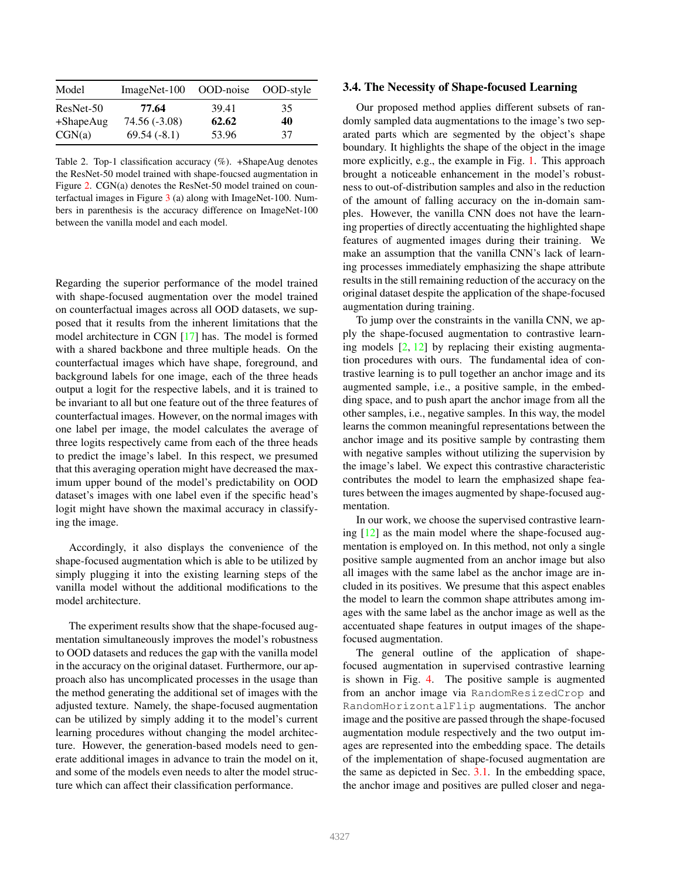| Model | ImageNet-100 | OOD-noise | OOD-style |
|---|---|---|---|
| ResNet-50 | **77.64** | 39.41 | 35 |
| +ShapeAug | 74.56 (-3.08) | **62.62** | **40** |
| CGN(a) | 69.54 (-8.1) | 53.96 | 37 |

Table 2. Top-1 classification accuracy (%). +ShapeAug denotes the ResNet-50 model trained with shape-foucsed augmentation in Figure 2. CGN(a) denotes the ResNet-50 model trained on counterfactual images in Figure 3 (a) along with ImageNet-100. Numbers in parenthesis is the accuracy difference on ImageNet-100 between the vanilla model and each model.

Regarding the superior performance of the model trained with shape-focused augmentation over the model trained on counterfactual images across all OOD datasets, we supposed that it results from the inherent limitations that the model architecture in CGN [17] has. The model is formed with a shared backbone and three multiple heads. On the counterfactual images which have shape, foreground, and background labels for one image, each of the three heads output a logit for the respective labels, and it is trained to be invariant to all but one feature out of the three features of counterfactual images. However, on the normal images with one label per image, the model calculates the average of three logits respectively came from each of the three heads to predict the image's label. In this respect, we presumed that this averaging operation might have decreased the maximum upper bound of the model's predictability on OOD dataset's images with one label even if the specific head's logit might have shown the maximal accuracy in classifying the image.

Accordingly, it also displays the convenience of the shape-focused augmentation which is able to be utilized by simply plugging it into the existing learning steps of the vanilla model without the additional modifications to the model architecture.

The experiment results show that the shape-focused augmentation simultaneously improves the model's robustness to OOD datasets and reduces the gap with the vanilla model in the accuracy on the original dataset. Furthermore, our approach also has uncomplicated processes in the usage than the method generating the additional set of images with the adjusted texture. Namely, the shape-focused augmentation can be utilized by simply adding it to the model's current learning procedures without changing the model architecture. However, the generation-based models need to generate additional images in advance to train the model on it, and some of the models even needs to alter the model structure which can affect their classification performance.

### 3.4. The Necessity of Shape-focused Learning

Our proposed method applies different subsets of randomly sampled data augmentations to the image's two separated parts which are segmented by the object's shape boundary. It highlights the shape of the object in the image more explicitly, e.g., the example in Fig. 1. This approach brought a noticeable enhancement in the model's robustness to out-of-distribution samples and also in the reduction of the amount of falling accuracy on the in-domain samples. However, the vanilla CNN does not have the learning properties of directly accentuating the highlighted shape features of augmented images during their training. We make an assumption that the vanilla CNN's lack of learning processes immediately emphasizing the shape attribute results in the still remaining reduction of the accuracy on the original dataset despite the application of the shape-focused augmentation during training.

To jump over the constraints in the vanilla CNN, we apply the shape-focused augmentation to contrastive learning models [2, 12] by replacing their existing augmentation procedures with ours. The fundamental idea of contrastive learning is to pull together an anchor image and its augmented sample, i.e., a positive sample, in the embedding space, and to push apart the anchor image from all the other samples, i.e., negative samples. In this way, the model learns the common meaningful representations between the anchor image and its positive sample by contrasting them with negative samples without utilizing the supervision by the image's label. We expect this contrastive characteristic contributes the model to learn the emphasized shape features between the images augmented by shape-focused augmentation.

In our work, we choose the supervised contrastive learning [12] as the main model where the shape-focused augmentation is employed on. In this method, not only a single positive sample augmented from an anchor image but also all images with the same label as the anchor image are included in its positives. We presume that this aspect enables the model to learn the common shape attributes among images with the same label as the anchor image as well as the accentuated shape features in output images of the shape-focused augmentation.

The general outline of the application of shape-focused augmentation in supervised contrastive learning is shown in Fig. 4. The positive sample is augmented from an anchor image via `RandomResizedCrop` and `RandomHorizontalFlip` augmentations. The anchor image and the positive are passed through the shape-focused augmentation module respectively and the two output images are represented into the embedding space. The details of the implementation of shape-focused augmentation are the same as depicted in Sec. 3.1. In the embedding space, the anchor image and positives are pulled closer and nega-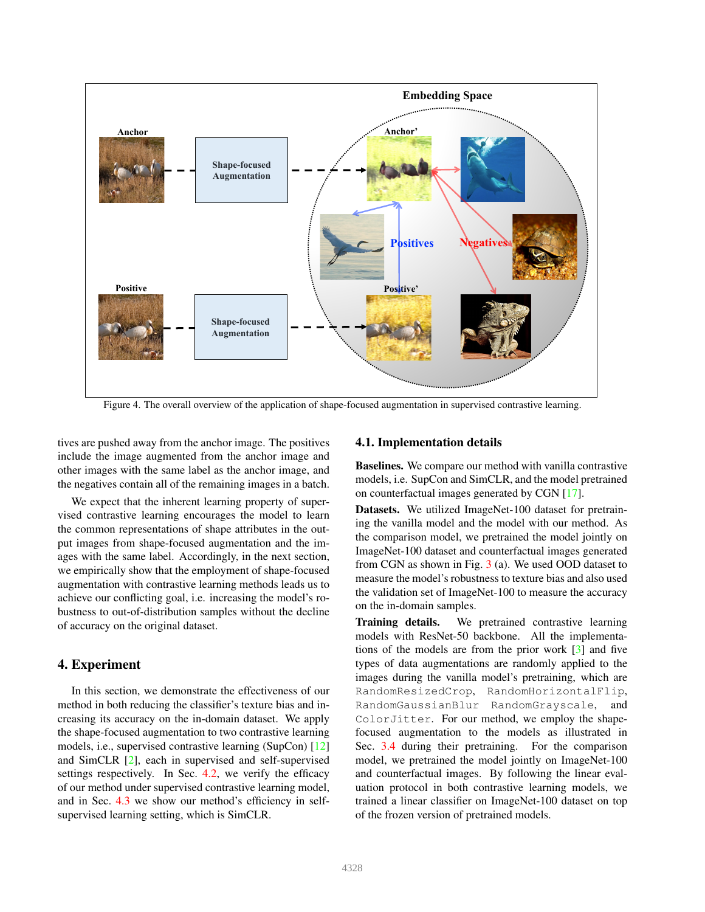Figure 4. The overall overview of the application of shape-focused augmentation in supervised contrastive learning.

tives are pushed away from the anchor image. The positives include the image augmented from the anchor image and other images with the same label as the anchor image, and the negatives contain all of the remaining images in a batch.

We expect that the inherent learning property of supervised contrastive learning encourages the model to learn the common representations of shape attributes in the output images from shape-focused augmentation and the images with the same label. Accordingly, in the next section, we empirically show that the employment of shape-focused augmentation with contrastive learning methods leads us to achieve our conflicting goal, i.e. increasing the model's robustness to out-of-distribution samples without the decline of accuracy on the original dataset.

# 4. Experiment

In this section, we demonstrate the effectiveness of our method in both reducing the classifier's texture bias and increasing its accuracy on the in-domain dataset. We apply the shape-focused augmentation to two contrastive learning models, i.e., supervised contrastive learning (SupCon) [12] and SimCLR [2], each in supervised and self-supervised settings respectively. In Sec. 4.2, we verify the efficacy of our method under supervised contrastive learning model, and in Sec. 4.3 we show our method's efficiency in self-supervised learning setting, which is SimCLR.

## 4.1. Implementation details

**Baselines.** We compare our method with vanilla contrastive models, i.e. SupCon and SimCLR, and the model pretrained on counterfactual images generated by CGN [17].

**Datasets.** We utilized ImageNet-100 dataset for pretraining the vanilla model and the model with our method. As the comparison model, we pretrained the model jointly on ImageNet-100 dataset and counterfactual images generated from CGN as shown in Fig. 3 (a). We used OOD dataset to measure the model's robustness to texture bias and also used the validation set of ImageNet-100 to measure the accuracy on the in-domain samples.

**Training details.** We pretrained contrastive learning models with ResNet-50 backbone. All the implementations of the models are from the prior work [3] and five types of data augmentations are randomly applied to the images during the vanilla model's pretraining, which are `RandomResizedCrop`, `RandomHorizontalFlip`, `RandomGaussianBlur` `RandomGrayscale`, and `ColorJitter`. For our method, we employ the shape-focused augmentation to the models as illustrated in Sec. 3.4 during their pretraining. For the comparison model, we pretrained the model jointly on ImageNet-100 and counterfactual images. By following the linear evaluation protocol in both contrastive learning models, we trained a linear classifier on ImageNet-100 dataset on top of the frozen version of pretrained models.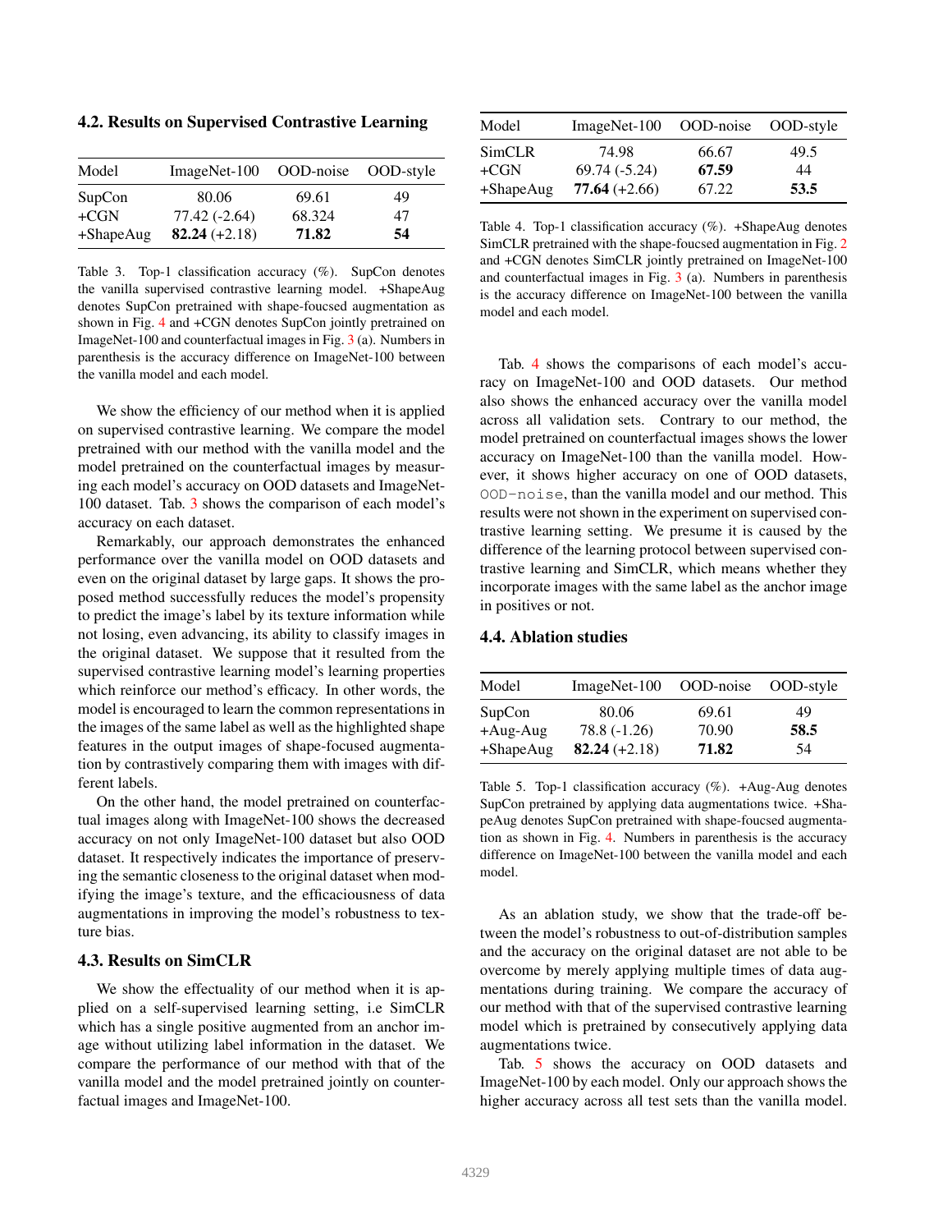### 4.2. Results on Supervised Contrastive Learning

| Model | ImageNet-100 | OOD-noise | OOD-style |
|---|---|---|---|
| SupCon | 80.06 | 69.61 | 49 |
| +CGN | 77.42 (-2.64) | 68.324 | 47 |
| +ShapeAug | **82.24** (+2.18) | **71.82** | **54** |

Table 3. Top-1 classification accuracy (%). SupCon denotes the vanilla supervised contrastive learning model. +ShapeAug denotes SupCon pretrained with shape-foucsed augmentation as shown in Fig. 4 and +CGN denotes SupCon jointly pretrained on ImageNet-100 and counterfactual images in Fig. 3 (a). Numbers in parenthesis is the accuracy difference on ImageNet-100 between the vanilla model and each model.

We show the efficiency of our method when it is applied on supervised contrastive learning. We compare the model pretrained with our method with the vanilla model and the model pretrained on the counterfactual images by measuring each model's accuracy on OOD datasets and ImageNet-100 dataset. Tab. 3 shows the comparison of each model's accuracy on each dataset.

Remarkably, our approach demonstrates the enhanced performance over the vanilla model on OOD datasets and even on the original dataset by large gaps. It shows the proposed method successfully reduces the model's propensity to predict the image's label by its texture information while not losing, even advancing, its ability to classify images in the original dataset. We suppose that it resulted from the supervised contrastive learning model's learning properties which reinforce our method's efficacy. In other words, the model is encouraged to learn the common representations in the images of the same label as well as the highlighted shape features in the output images of shape-focused augmentation by contrastively comparing them with images with different labels.

On the other hand, the model pretrained on counterfactual images along with ImageNet-100 shows the decreased accuracy on not only ImageNet-100 dataset but also OOD dataset. It respectively indicates the importance of preserving the semantic closeness to the original dataset when modifying the image's texture, and the efficaciousness of data augmentations in improving the model's robustness to texture bias.

### 4.3. Results on SimCLR

We show the effectuality of our method when it is applied on a self-supervised learning setting, i.e SimCLR which has a single positive augmented from an anchor image without utilizing label information in the dataset. We compare the performance of our method with that of the vanilla model and the model pretrained jointly on counterfactual images and ImageNet-100.

| Model | ImageNet-100 | OOD-noise | OOD-style |
|---|---|---|---|
| SimCLR | 74.98 | 66.67 | 49.5 |
| +CGN | 69.74 (-5.24) | **67.59** | 44 |
| +ShapeAug | **77.64** (+2.66) | 67.22 | **53.5** |

Table 4. Top-1 classification accuracy (%). +ShapeAug denotes SimCLR pretrained with the shape-foucsed augmentation in Fig. 2 and +CGN denotes SimCLR jointly pretrained on ImageNet-100 and counterfactual images in Fig. 3 (a). Numbers in parenthesis is the accuracy difference on ImageNet-100 between the vanilla model and each model.

Tab. 4 shows the comparisons of each model's accuracy on ImageNet-100 and OOD datasets. Our method also shows the enhanced accuracy over the vanilla model across all validation sets. Contrary to our method, the model pretrained on counterfactual images shows the lower accuracy on ImageNet-100 than the vanilla model. However, it shows higher accuracy on one of OOD datasets, `OOD-noise`, than the vanilla model and our method. This results were not shown in the experiment on supervised contrastive learning setting. We presume it is caused by the difference of the learning protocol between supervised contrastive learning and SimCLR, which means whether they incorporate images with the same label as the anchor image in positives or not.

### 4.4. Ablation studies

| Model | ImageNet-100 | OOD-noise | OOD-style |
|---|---|---|---|
| SupCon | 80.06 | 69.61 | 49 |
| +Aug-Aug | 78.8 (-1.26) | 70.90 | **58.5** |
| +ShapeAug | **82.24** (+2.18) | **71.82** | 54 |

Table 5. Top-1 classification accuracy (%). +Aug-Aug denotes SupCon pretrained by applying data augmentations twice. +ShapeAug denotes SupCon pretrained with shape-foucsed augmentation as shown in Fig. 4. Numbers in parenthesis is the accuracy difference on ImageNet-100 between the vanilla model and each model.

As an ablation study, we show that the trade-off between the model's robustness to out-of-distribution samples and the accuracy on the original dataset are not able to be overcome by merely applying multiple times of data augmentations during training. We compare the accuracy of our method with that of the supervised contrastive learning model which is pretrained by consecutively applying data augmentations twice.

Tab. 5 shows the accuracy on OOD datasets and ImageNet-100 by each model. Only our approach shows the higher accuracy across all test sets than the vanilla model.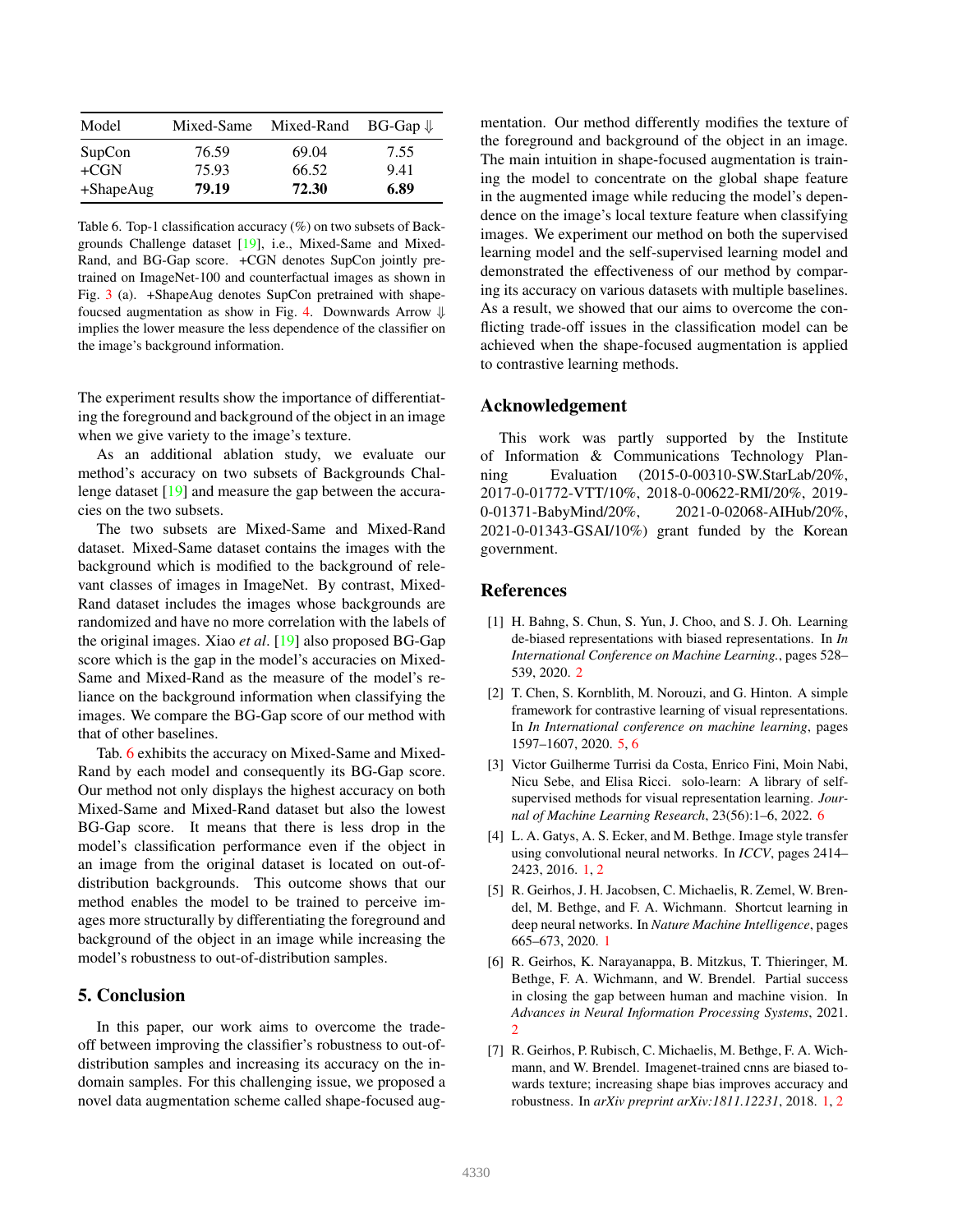| Model | Mixed-Same | Mixed-Rand | BG-Gap ⇓ |
|---|---|---|---|
| SupCon | 76.59 | 69.04 | 7.55 |
| +CGN | 75.93 | 66.52 | 9.41 |
| +ShapeAug | **79.19** | **72.30** | **6.89** |

Table 6. Top-1 classification accuracy (%) on two subsets of Backgrounds Challenge dataset [19], i.e., Mixed-Same and Mixed-Rand, and BG-Gap score. +CGN denotes SupCon jointly pretrained on ImageNet-100 and counterfactual images as shown in Fig. 3 (a). +ShapeAug denotes SupCon pretrained with shape-foucsed augmentation as show in Fig. 4. Downwards Arrow ⇓ implies the lower measure the less dependence of the classifier on the image's background information.

The experiment results show the importance of differentiating the foreground and background of the object in an image when we give variety to the image's texture.

As an additional ablation study, we evaluate our method's accuracy on two subsets of Backgrounds Challenge dataset [19] and measure the gap between the accuracies on the two subsets.

The two subsets are Mixed-Same and Mixed-Rand dataset. Mixed-Same dataset contains the images with the background which is modified to the background of relevant classes of images in ImageNet. By contrast, Mixed-Rand dataset includes the images whose backgrounds are randomized and have no more correlation with the labels of the original images. Xiao *et al*. [19] also proposed BG-Gap score which is the gap in the model's accuracies on Mixed-Same and Mixed-Rand as the measure of the model's reliance on the background information when classifying the images. We compare the BG-Gap score of our method with that of other baselines.

Tab. 6 exhibits the accuracy on Mixed-Same and Mixed-Rand by each model and consequently its BG-Gap score. Our method not only displays the highest accuracy on both Mixed-Same and Mixed-Rand dataset but also the lowest BG-Gap score. It means that there is less drop in the model's classification performance even if the object in an image from the original dataset is located on out-of-distribution backgrounds. This outcome shows that our method enables the model to be trained to perceive images more structurally by differentiating the foreground and background of the object in an image while increasing the model's robustness to out-of-distribution samples.

## 5. Conclusion

In this paper, our work aims to overcome the trade-off between improving the classifier's robustness to out-of-distribution samples and increasing its accuracy on the in-domain samples. For this challenging issue, we proposed a novel data augmentation scheme called shape-focused augmentation. Our method differently modifies the texture of the foreground and background of the object in an image. The main intuition in shape-focused augmentation is training the model to concentrate on the global shape feature in the augmented image while reducing the model's dependence on the image's local texture feature when classifying images. We experiment our method on both the supervised learning model and the self-supervised learning model and demonstrated the effectiveness of our method by comparing its accuracy on various datasets with multiple baselines. As a result, we showed that our aims to overcome the conflicting trade-off issues in the classification model can be achieved when the shape-focused augmentation is applied to contrastive learning methods.

## Acknowledgement

This work was partly supported by the Institute of Information & Communications Technology Planning Evaluation (2015-0-00310-SW.StarLab/20%, 2017-0-01772-VTT/10%, 2018-0-00622-RMI/20%, 2019-0-01371-BabyMind/20%, 2021-0-02068-AIHub/20%, 2021-0-01343-GSAI/10%) grant funded by the Korean government.

## References

[1] H. Bahng, S. Chun, S. Yun, J. Choo, and S. J. Oh. Learning de-biased representations with biased representations. In *In International Conference on Machine Learning.*, pages 528–539, 2020. 2

[2] T. Chen, S. Kornblith, M. Norouzi, and G. Hinton. A simple framework for contrastive learning of visual representations. In *In International conference on machine learning*, pages 1597–1607, 2020. 5, 6

[3] Victor Guilherme Turrisi da Costa, Enrico Fini, Moin Nabi, Nicu Sebe, and Elisa Ricci. solo-learn: A library of self-supervised methods for visual representation learning. *Journal of Machine Learning Research*, 23(56):1–6, 2022. 6

[4] L. A. Gatys, A. S. Ecker, and M. Bethge. Image style transfer using convolutional neural networks. In *ICCV*, pages 2414–2423, 2016. 1, 2

[5] R. Geirhos, J. H. Jacobsen, C. Michaelis, R. Zemel, W. Brendel, M. Bethge, and F. A. Wichmann. Shortcut learning in deep neural networks. In *Nature Machine Intelligence*, pages 665–673, 2020. 1

[6] R. Geirhos, K. Narayanappa, B. Mitzkus, T. Thieringer, M. Bethge, F. A. Wichmann, and W. Brendel. Partial success in closing the gap between human and machine vision. In *Advances in Neural Information Processing Systems*, 2021. 2

[7] R. Geirhos, P. Rubisch, C. Michaelis, M. Bethge, F. A. Wichmann, and W. Brendel. Imagenet-trained cnns are biased towards texture; increasing shape bias improves accuracy and robustness. In *arXiv preprint arXiv:1811.12231*, 2018. 1, 2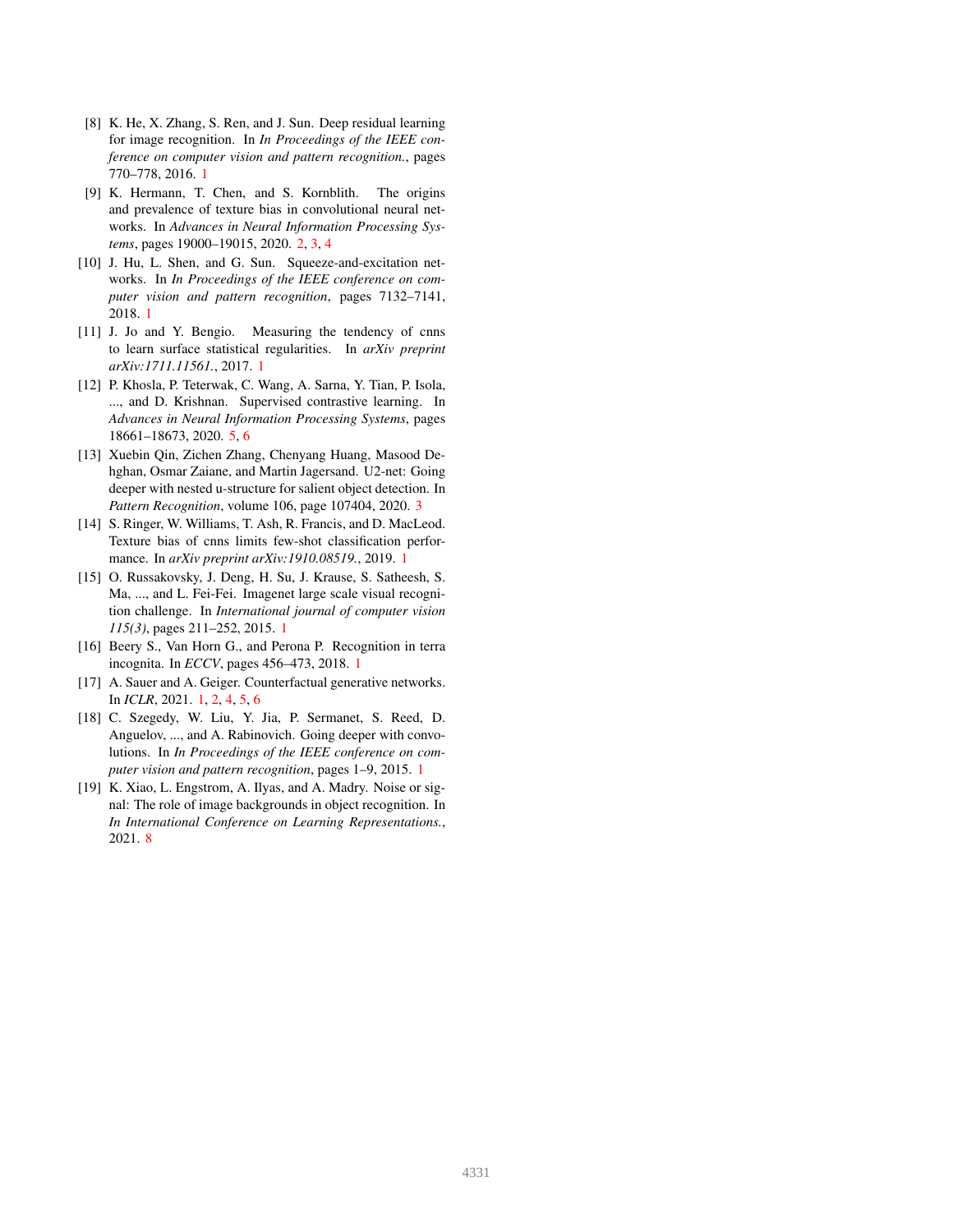[8] K. He, X. Zhang, S. Ren, and J. Sun. Deep residual learning for image recognition. In *In Proceedings of the IEEE conference on computer vision and pattern recognition.*, pages 770–778, 2016. 1

[9] K. Hermann, T. Chen, and S. Kornblith. The origins and prevalence of texture bias in convolutional neural networks. In *Advances in Neural Information Processing Systems*, pages 19000–19015, 2020. 2, 3, 4

[10] J. Hu, L. Shen, and G. Sun. Squeeze-and-excitation networks. In *In Proceedings of the IEEE conference on computer vision and pattern recognition*, pages 7132–7141, 2018. 1

[11] J. Jo and Y. Bengio. Measuring the tendency of cnns to learn surface statistical regularities. In *arXiv preprint arXiv:1711.11561.*, 2017. 1

[12] P. Khosla, P. Teterwak, C. Wang, A. Sarna, Y. Tian, P. Isola, ..., and D. Krishnan. Supervised contrastive learning. In *Advances in Neural Information Processing Systems*, pages 18661–18673, 2020. 5, 6

[13] Xuebin Qin, Zichen Zhang, Chenyang Huang, Masood Dehghan, Osmar Zaiane, and Martin Jagersand. U2-net: Going deeper with nested u-structure for salient object detection. In *Pattern Recognition*, volume 106, page 107404, 2020. 3

[14] S. Ringer, W. Williams, T. Ash, R. Francis, and D. MacLeod. Texture bias of cnns limits few-shot classification performance. In *arXiv preprint arXiv:1910.08519.*, 2019. 1

[15] O. Russakovsky, J. Deng, H. Su, J. Krause, S. Satheesh, S. Ma, ..., and L. Fei-Fei. Imagenet large scale visual recognition challenge. In *International journal of computer vision 115(3)*, pages 211–252, 2015. 1

[16] Beery S., Van Horn G., and Perona P. Recognition in terra incognita. In *ECCV*, pages 456–473, 2018. 1

[17] A. Sauer and A. Geiger. Counterfactual generative networks. In *ICLR*, 2021. 1, 2, 4, 5, 6

[18] C. Szegedy, W. Liu, Y. Jia, P. Sermanet, S. Reed, D. Anguelov, ..., and A. Rabinovich. Going deeper with convolutions. In *In Proceedings of the IEEE conference on computer vision and pattern recognition*, pages 1–9, 2015. 1

[19] K. Xiao, L. Engstrom, A. Ilyas, and A. Madry. Noise or signal: The role of image backgrounds in object recognition. In *In International Conference on Learning Representations.*, 2021. 8